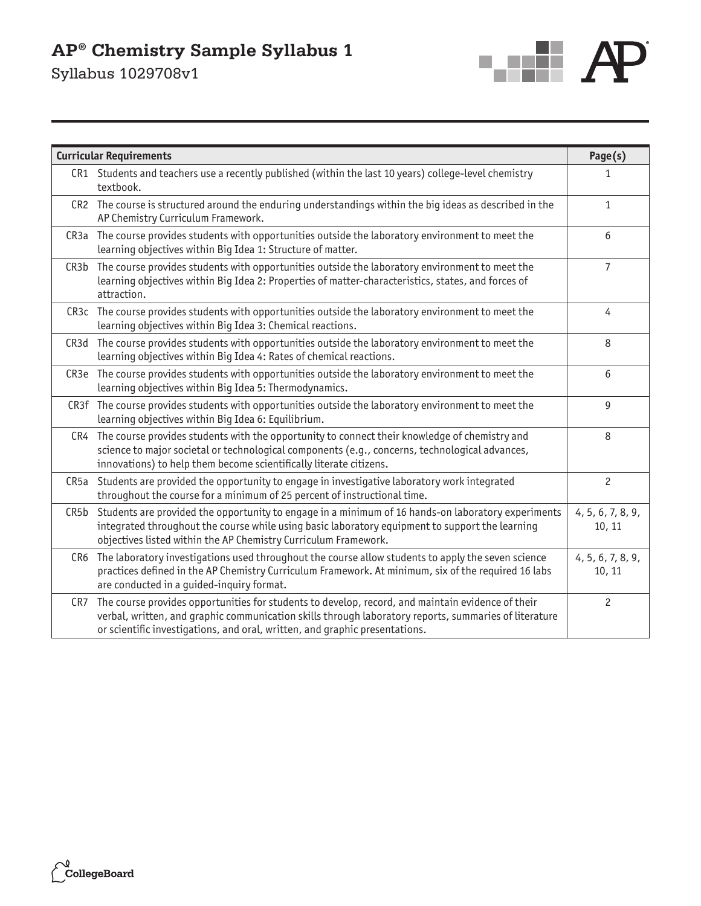# AP® Chemistry Sample Syllabus 1

Syllabus 1029708v1

| Curricular Requirements | | Page(s) |
|---|---|---|
| CR1 | Students and teachers use a recently published (within the last 10 years) college-level chemistry textbook. | 1 |
| CR2 | The course is structured around the enduring understandings within the big ideas as described in the AP Chemistry Curriculum Framework. | 1 |
| CR3a | The course provides students with opportunities outside the laboratory environment to meet the learning objectives within Big Idea 1: Structure of matter. | 6 |
| CR3b | The course provides students with opportunities outside the laboratory environment to meet the learning objectives within Big Idea 2: Properties of matter-characteristics, states, and forces of attraction. | 7 |
| CR3c | The course provides students with opportunities outside the laboratory environment to meet the learning objectives within Big Idea 3: Chemical reactions. | 4 |
| CR3d | The course provides students with opportunities outside the laboratory environment to meet the learning objectives within Big Idea 4: Rates of chemical reactions. | 8 |
| CR3e | The course provides students with opportunities outside the laboratory environment to meet the learning objectives within Big Idea 5: Thermodynamics. | 6 |
| CR3f | The course provides students with opportunities outside the laboratory environment to meet the learning objectives within Big Idea 6: Equilibrium. | 9 |
| CR4 | The course provides students with the opportunity to connect their knowledge of chemistry and science to major societal or technological components (e.g., concerns, technological advances, innovations) to help them become scientifically literate citizens. | 8 |
| CR5a | Students are provided the opportunity to engage in investigative laboratory work integrated throughout the course for a minimum of 25 percent of instructional time. | 2 |
| CR5b | Students are provided the opportunity to engage in a minimum of 16 hands-on laboratory experiments integrated throughout the course while using basic laboratory equipment to support the learning objectives listed within the AP Chemistry Curriculum Framework. | 4, 5, 6, 7, 8, 9, 10, 11 |
| CR6 | The laboratory investigations used throughout the course allow students to apply the seven science practices defined in the AP Chemistry Curriculum Framework. At minimum, six of the required 16 labs are conducted in a guided-inquiry format. | 4, 5, 6, 7, 8, 9, 10, 11 |
| CR7 | The course provides opportunities for students to develop, record, and maintain evidence of their verbal, written, and graphic communication skills through laboratory reports, summaries of literature or scientific investigations, and oral, written, and graphic presentations. | 2 |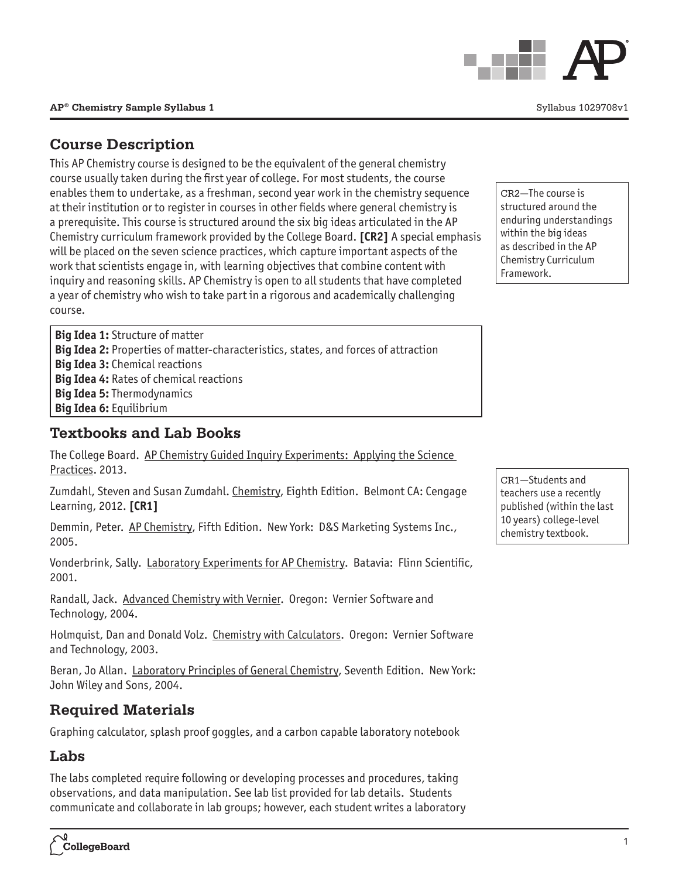## Course Description

This AP Chemistry course is designed to be the equivalent of the general chemistry course usually taken during the first year of college. For most students, the course enables them to undertake, as a freshman, second year work in the chemistry sequence at their institution or to register in courses in other fields where general chemistry is a prerequisite. This course is structured around the six big ideas articulated in the AP Chemistry curriculum framework provided by the College Board. **[CR2]** A special emphasis will be placed on the seven science practices, which capture important aspects of the work that scientists engage in, with learning objectives that combine content with inquiry and reasoning skills. AP Chemistry is open to all students that have completed a year of chemistry who wish to take part in a rigorous and academically challenging course.

CR2—The course is structured around the enduring understandings within the big ideas as described in the AP Chemistry Curriculum Framework.

**Big Idea 1:** Structure of matter
**Big Idea 2:** Properties of matter-characteristics, states, and forces of attraction
**Big Idea 3:** Chemical reactions
**Big Idea 4:** Rates of chemical reactions
**Big Idea 5:** Thermodynamics
**Big Idea 6:** Equilibrium

## Textbooks and Lab Books

The College Board. AP Chemistry Guided Inquiry Experiments: Applying the Science Practices. 2013.

Zumdahl, Steven and Susan Zumdahl. Chemistry, Eighth Edition. Belmont CA: Cengage Learning, 2012. **[CR1]**

CR1—Students and teachers use a recently published (within the last 10 years) college-level chemistry textbook.

Demmin, Peter. AP Chemistry, Fifth Edition. New York: D&S Marketing Systems Inc., 2005.

Vonderbrink, Sally. Laboratory Experiments for AP Chemistry. Batavia: Flinn Scientific, 2001.

Randall, Jack. Advanced Chemistry with Vernier. Oregon: Vernier Software and Technology, 2004.

Holmquist, Dan and Donald Volz. Chemistry with Calculators. Oregon: Vernier Software and Technology, 2003.

Beran, Jo Allan. Laboratory Principles of General Chemistry, Seventh Edition. New York: John Wiley and Sons, 2004.

## Required Materials

Graphing calculator, splash proof goggles, and a carbon capable laboratory notebook

## Labs

The labs completed require following or developing processes and procedures, taking observations, and data manipulation. See lab list provided for lab details. Students communicate and collaborate in lab groups; however, each student writes a laboratory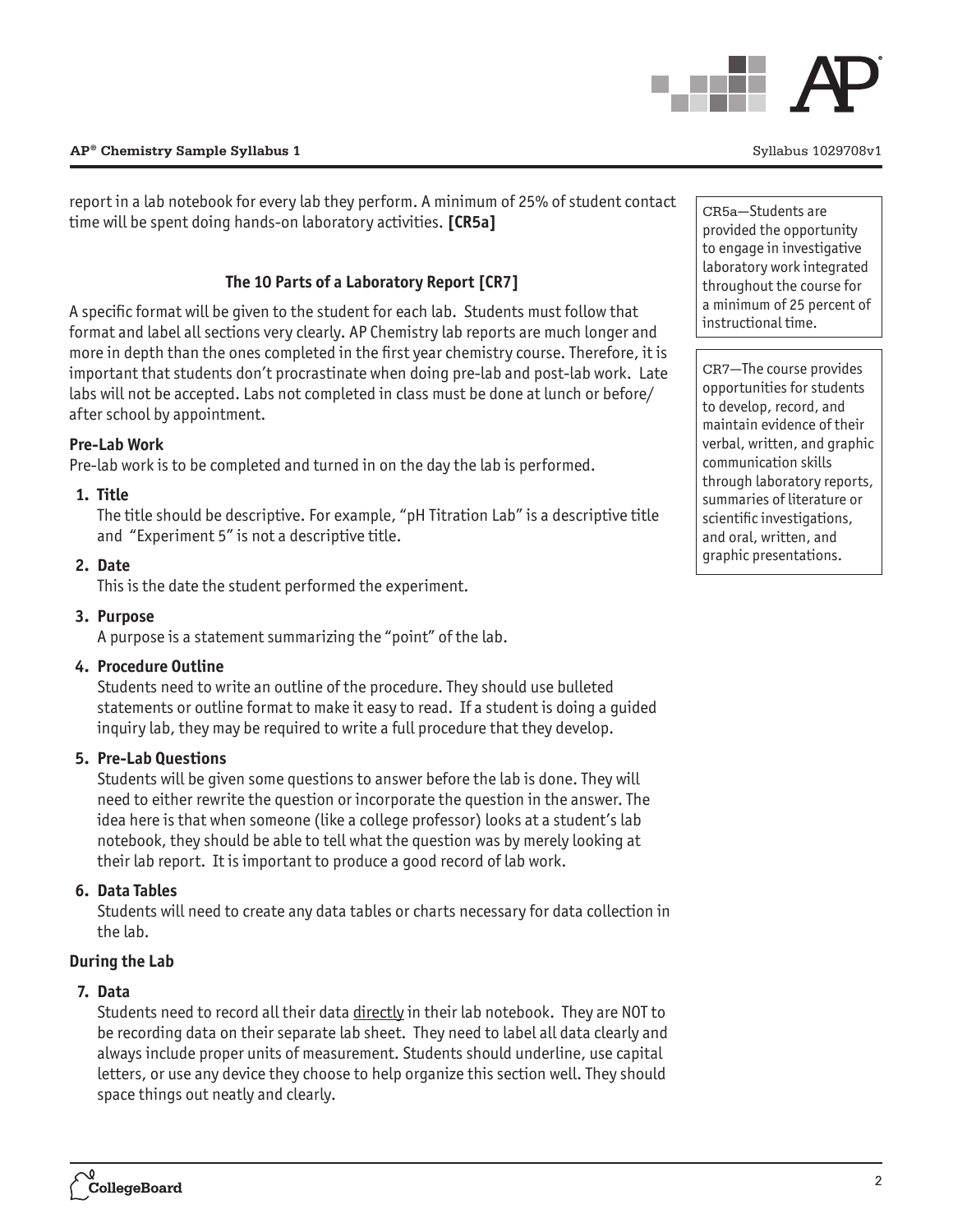report in a lab notebook for every lab they perform. A minimum of 25% of student contact time will be spent doing hands-on laboratory activities. **[CR5a]**

> CR5a—Students are provided the opportunity to engage in investigative laboratory work integrated throughout the course for a minimum of 25 percent of instructional time.

### The 10 Parts of a Laboratory Report [CR7]

> CR7—The course provides opportunities for students to develop, record, and maintain evidence of their verbal, written, and graphic communication skills through laboratory reports, summaries of literature or scientific investigations, and oral, written, and graphic presentations.

A specific format will be given to the student for each lab. Students must follow that format and label all sections very clearly. AP Chemistry lab reports are much longer and more in depth than the ones completed in the first year chemistry course. Therefore, it is important that students don't procrastinate when doing pre-lab and post-lab work. Late labs will not be accepted. Labs not completed in class must be done at lunch or before/after school by appointment.

**Pre-Lab Work**

Pre-lab work is to be completed and turned in on the day the lab is performed.

1. **Title**
   The title should be descriptive. For example, "pH Titration Lab" is a descriptive title and "Experiment 5" is not a descriptive title.

2. **Date**
   This is the date the student performed the experiment.

3. **Purpose**
   A purpose is a statement summarizing the "point" of the lab.

4. **Procedure Outline**
   Students need to write an outline of the procedure. They should use bulleted statements or outline format to make it easy to read. If a student is doing a guided inquiry lab, they may be required to write a full procedure that they develop.

5. **Pre-Lab Questions**
   Students will be given some questions to answer before the lab is done. They will need to either rewrite the question or incorporate the question in the answer. The idea here is that when someone (like a college professor) looks at a student's lab notebook, they should be able to tell what the question was by merely looking at their lab report. It is important to produce a good record of lab work.

6. **Data Tables**
   Students will need to create any data tables or charts necessary for data collection in the lab.

**During the Lab**

7. **Data**
   Students need to record all their data directly in their lab notebook. They are NOT to be recording data on their separate lab sheet. They need to label all data clearly and always include proper units of measurement. Students should underline, use capital letters, or use any device they choose to help organize this section well. They should space things out neatly and clearly.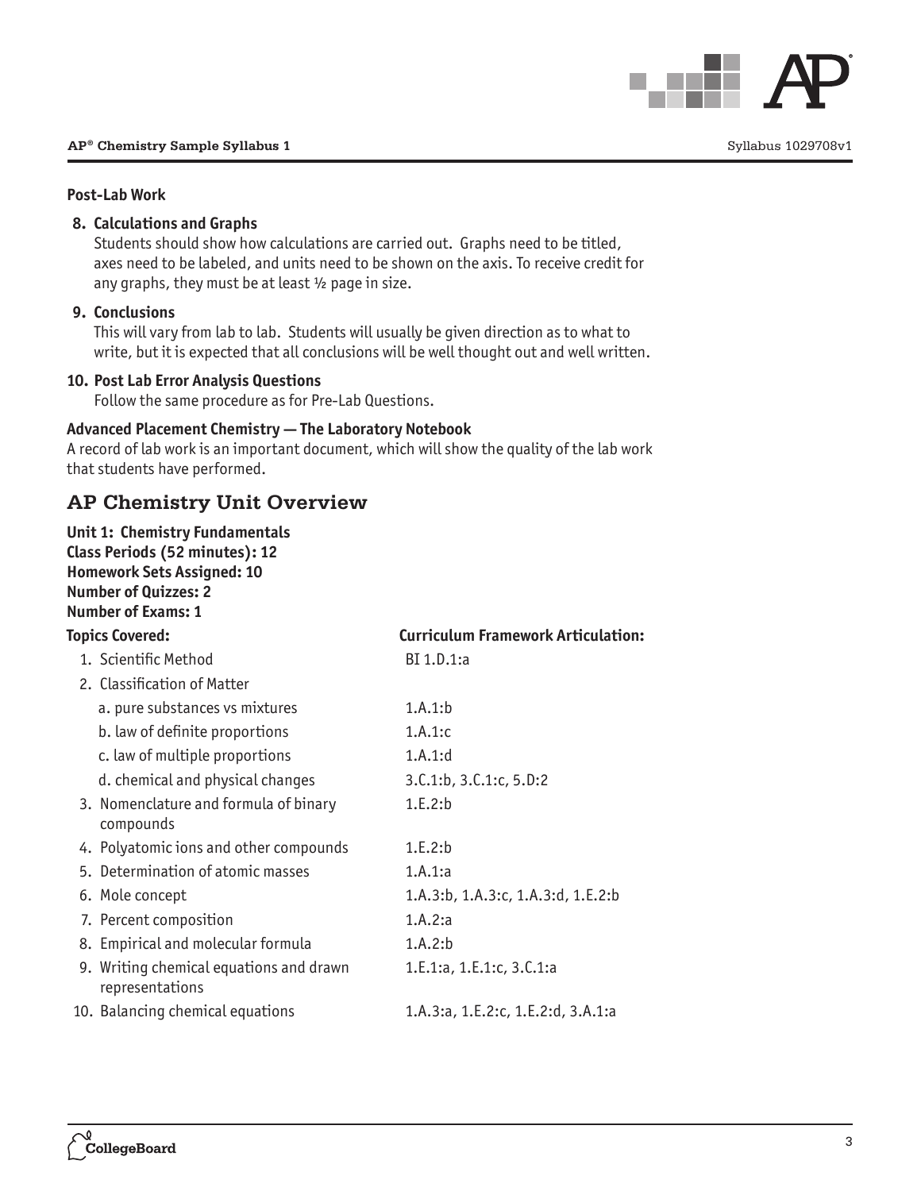**Post-Lab Work**

**8. Calculations and Graphs**
Students should show how calculations are carried out. Graphs need to be titled, axes need to be labeled, and units need to be shown on the axis. To receive credit for any graphs, they must be at least ½ page in size.

**9. Conclusions**
This will vary from lab to lab. Students will usually be given direction as to what to write, but it is expected that all conclusions will be well thought out and well written.

**10. Post Lab Error Analysis Questions**
Follow the same procedure as for Pre-Lab Questions.

**Advanced Placement Chemistry — The Laboratory Notebook**
A record of lab work is an important document, which will show the quality of the lab work that students have performed.

## AP Chemistry Unit Overview

**Unit 1: Chemistry Fundamentals**
**Class Periods (52 minutes): 12**
**Homework Sets Assigned: 10**
**Number of Quizzes: 2**
**Number of Exams: 1**

| Topics Covered: | Curriculum Framework Articulation: |
|---|---|
| 1. Scientific Method | BI 1.D.1:a |
| 2. Classification of Matter | |
| a. pure substances vs mixtures | 1.A.1:b |
| b. law of definite proportions | 1.A.1:c |
| c. law of multiple proportions | 1.A.1:d |
| d. chemical and physical changes | 3.C.1:b, 3.C.1:c, 5.D:2 |
| 3. Nomenclature and formula of binary compounds | 1.E.2:b |
| 4. Polyatomic ions and other compounds | 1.E.2:b |
| 5. Determination of atomic masses | 1.A.1:a |
| 6. Mole concept | 1.A.3:b, 1.A.3:c, 1.A.3:d, 1.E.2:b |
| 7. Percent composition | 1.A.2:a |
| 8. Empirical and molecular formula | 1.A.2:b |
| 9. Writing chemical equations and drawn representations | 1.E.1:a, 1.E.1:c, 3.C.1:a |
| 10. Balancing chemical equations | 1.A.3:a, 1.E.2:c, 1.E.2:d, 3.A.1:a |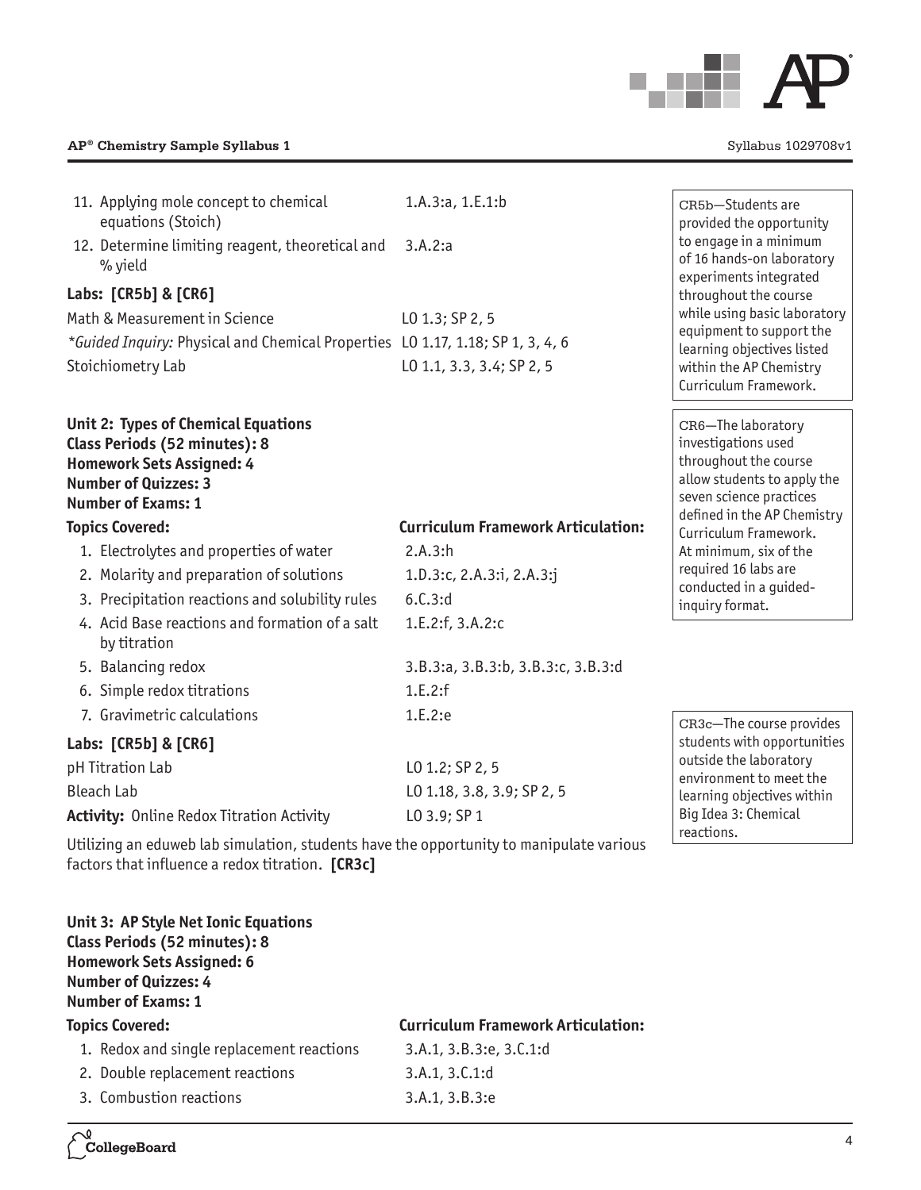11. Applying mole concept to chemical equations (Stoich) — 1.A.3:a, 1.E.1:b
12. Determine limiting reagent, theoretical and % yield — 3.A.2:a

**Labs: [CR5b] & [CR6]**

| | |
|---|---|
| Math & Measurement in Science | LO 1.3; SP 2, 5 |
| *\*Guided Inquiry:* Physical and Chemical Properties | LO 1.17, 1.18; SP 1, 3, 4, 6 |
| Stoichiometry Lab | LO 1.1, 3.3, 3.4; SP 2, 5 |

> CR5b—Students are provided the opportunity to engage in a minimum of 16 hands-on laboratory experiments integrated throughout the course while using basic laboratory equipment to support the learning objectives listed within the AP Chemistry Curriculum Framework.

> CR6—The laboratory investigations used throughout the course allow students to apply the seven science practices defined in the AP Chemistry Curriculum Framework. At minimum, six of the required 16 labs are conducted in a guided-inquiry format.

**Unit 2: Types of Chemical Equations**
**Class Periods (52 minutes): 8**
**Homework Sets Assigned: 4**
**Number of Quizzes: 3**
**Number of Exams: 1**

| Topics Covered: | Curriculum Framework Articulation: |
|---|---|
| 1. Electrolytes and properties of water | 2.A.3:h |
| 2. Molarity and preparation of solutions | 1.D.3:c, 2.A.3:i, 2.A.3:j |
| 3. Precipitation reactions and solubility rules | 6.C.3:d |
| 4. Acid Base reactions and formation of a salt by titration | 1.E.2:f, 3.A.2:c |
| 5. Balancing redox | 3.B.3:a, 3.B.3:b, 3.B.3:c, 3.B.3:d |
| 6. Simple redox titrations | 1.E.2:f |
| 7. Gravimetric calculations | 1.E.2:e |

**Labs: [CR5b] & [CR6]**

| | |
|---|---|
| pH Titration Lab | LO 1.2; SP 2, 5 |
| Bleach Lab | LO 1.18, 3.8, 3.9; SP 2, 5 |
| **Activity:** Online Redox Titration Activity | LO 3.9; SP 1 |

Utilizing an eduweb lab simulation, students have the opportunity to manipulate various factors that influence a redox titration. **[CR3c]**

> CR3c—The course provides students with opportunities outside the laboratory environment to meet the learning objectives within Big Idea 3: Chemical reactions.

**Unit 3: AP Style Net Ionic Equations**
**Class Periods (52 minutes): 8**
**Homework Sets Assigned: 6**
**Number of Quizzes: 4**
**Number of Exams: 1**

| Topics Covered: | Curriculum Framework Articulation: |
|---|---|
| 1. Redox and single replacement reactions | 3.A.1, 3.B.3:e, 3.C.1:d |
| 2. Double replacement reactions | 3.A.1, 3.C.1:d |
| 3. Combustion reactions | 3.A.1, 3.B.3:e |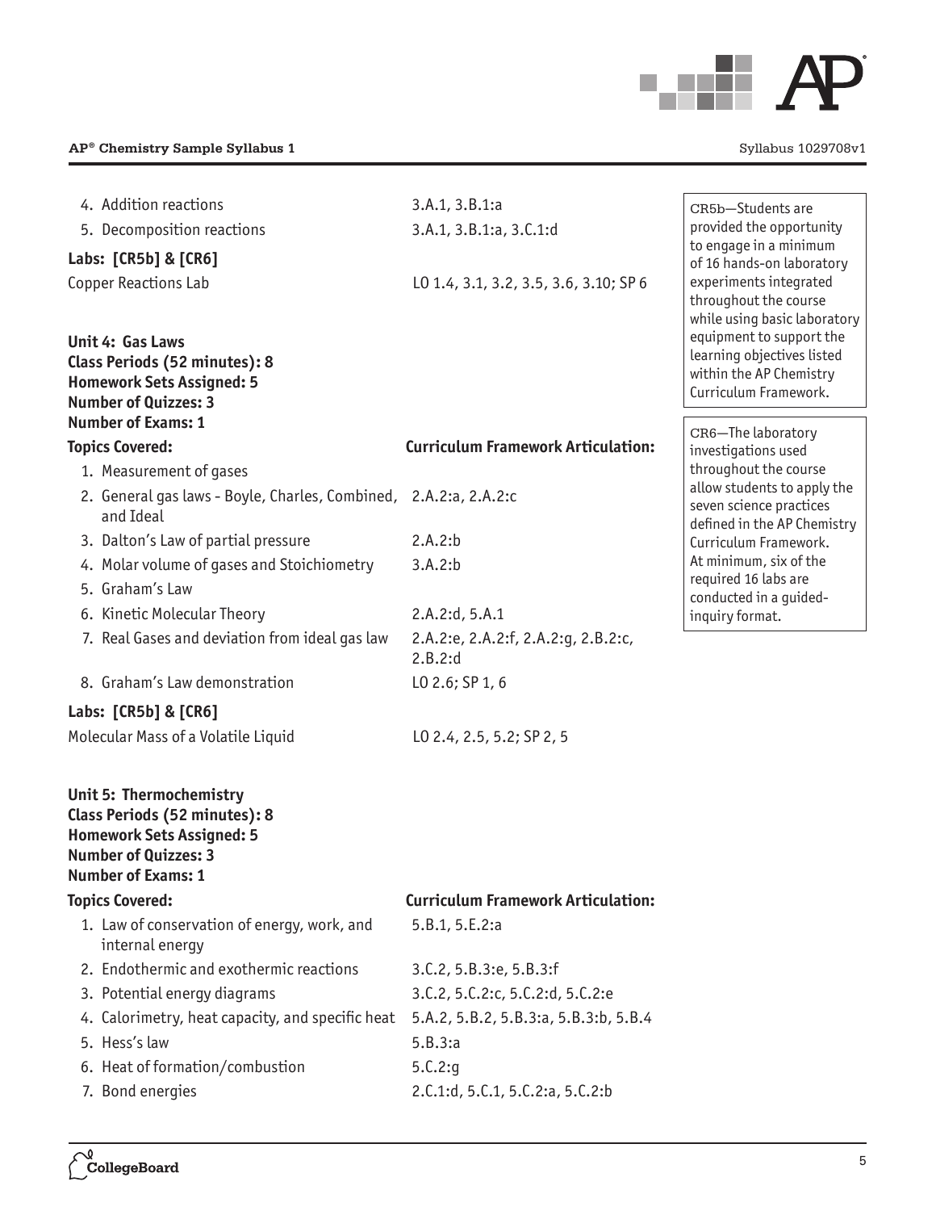| | |
|---|---|
| 4. Addition reactions | 3.A.1, 3.B.1:a |
| 5. Decomposition reactions | 3.A.1, 3.B.1:a, 3.C.1:d |

**Labs: [CR5b] & [CR6]**

| | |
|---|---|
| Copper Reactions Lab | LO 1.4, 3.1, 3.2, 3.5, 3.6, 3.10; SP 6 |

> CR5b—Students are provided the opportunity to engage in a minimum of 16 hands-on laboratory experiments integrated throughout the course while using basic laboratory equipment to support the learning objectives listed within the AP Chemistry Curriculum Framework.

> CR6—The laboratory investigations used throughout the course allow students to apply the seven science practices defined in the AP Chemistry Curriculum Framework. At minimum, six of the required 16 labs are conducted in a guided-inquiry format.

**Unit 4: Gas Laws**
**Class Periods (52 minutes): 8**
**Homework Sets Assigned: 5**
**Number of Quizzes: 3**
**Number of Exams: 1**

| Topics Covered: | Curriculum Framework Articulation: |
|---|---|
| 1. Measurement of gases | |
| 2. General gas laws - Boyle, Charles, Combined, and Ideal | 2.A.2:a, 2.A.2:c |
| 3. Dalton's Law of partial pressure | 2.A.2:b |
| 4. Molar volume of gases and Stoichiometry | 3.A.2:b |
| 5. Graham's Law | |
| 6. Kinetic Molecular Theory | 2.A.2:d, 5.A.1 |
| 7. Real Gases and deviation from ideal gas law | 2.A.2:e, 2.A.2:f, 2.A.2:g, 2.B.2:c, 2.B.2:d |
| 8. Graham's Law demonstration | LO 2.6; SP 1, 6 |

**Labs: [CR5b] & [CR6]**

| | |
|---|---|
| Molecular Mass of a Volatile Liquid | LO 2.4, 2.5, 5.2; SP 2, 5 |

**Unit 5: Thermochemistry**
**Class Periods (52 minutes): 8**
**Homework Sets Assigned: 5**
**Number of Quizzes: 3**
**Number of Exams: 1**

| Topics Covered: | Curriculum Framework Articulation: |
|---|---|
| 1. Law of conservation of energy, work, and internal energy | 5.B.1, 5.E.2:a |
| 2. Endothermic and exothermic reactions | 3.C.2, 5.B.3:e, 5.B.3:f |
| 3. Potential energy diagrams | 3.C.2, 5.C.2:c, 5.C.2:d, 5.C.2:e |
| 4. Calorimetry, heat capacity, and specific heat | 5.A.2, 5.B.2, 5.B.3:a, 5.B.3:b, 5.B.4 |
| 5. Hess's law | 5.B.3:a |
| 6. Heat of formation/combustion | 5.C.2:g |
| 7. Bond energies | 2.C.1:d, 5.C.1, 5.C.2:a, 5.C.2:b |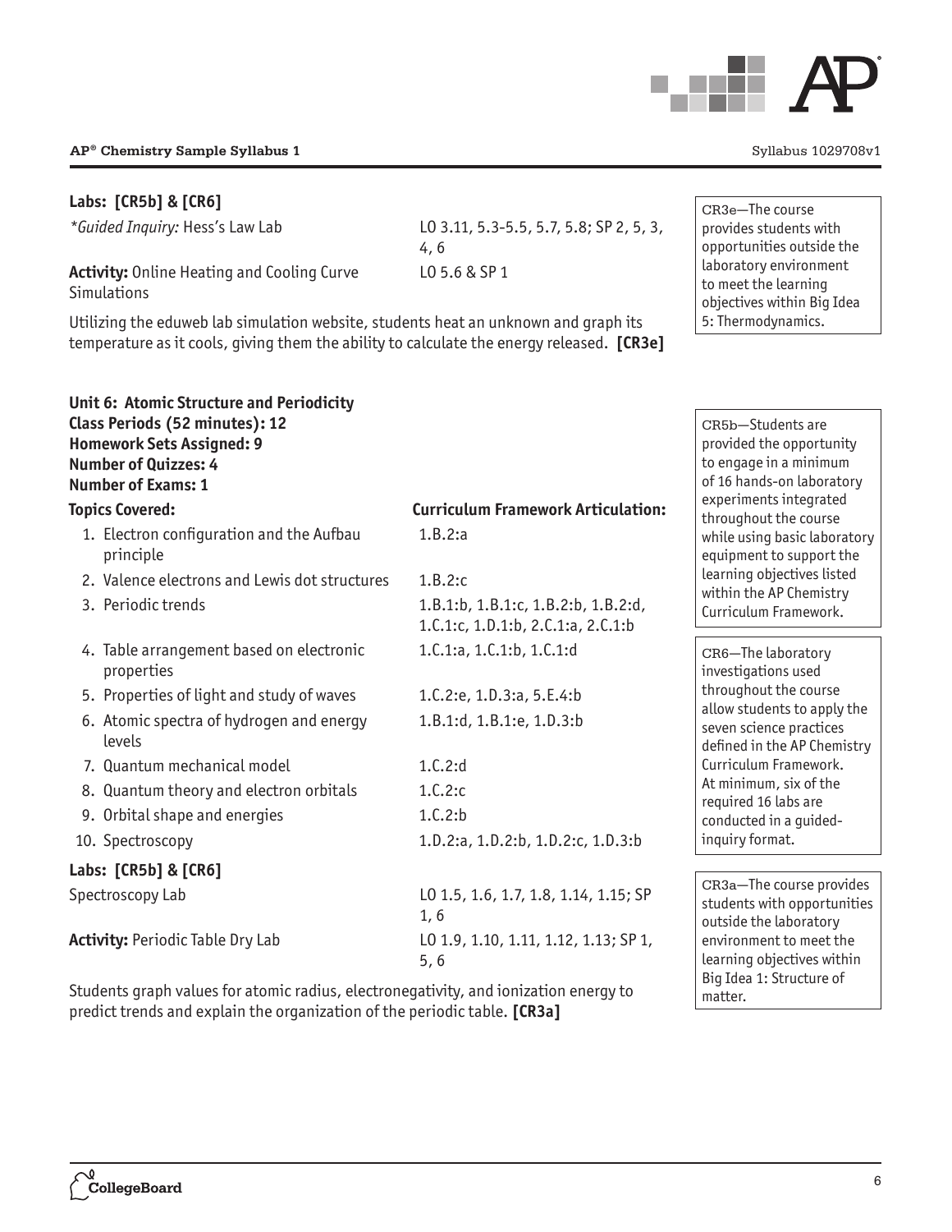**Labs: [CR5b] & [CR6]**

| | |
|---|---|
| *\*Guided Inquiry:* Hess's Law Lab | LO 3.11, 5.3-5.5, 5.7, 5.8; SP 2, 5, 3, 4, 6 |
| **Activity:** Online Heating and Cooling Curve Simulations | LO 5.6 & SP 1 |

Utilizing the eduweb lab simulation website, students heat an unknown and graph its temperature as it cools, giving them the ability to calculate the energy released. **[CR3e]**

CR3e—The course provides students with opportunities outside the laboratory environment to meet the learning objectives within Big Idea 5: Thermodynamics.

**Unit 6: Atomic Structure and Periodicity**
**Class Periods (52 minutes): 12**
**Homework Sets Assigned: 9**
**Number of Quizzes: 4**
**Number of Exams: 1**

| Topics Covered: | Curriculum Framework Articulation: |
|---|---|
| 1. Electron configuration and the Aufbau principle | 1.B.2:a |
| 2. Valence electrons and Lewis dot structures | 1.B.2:c |
| 3. Periodic trends | 1.B.1:b, 1.B.1:c, 1.B.2:b, 1.B.2:d, 1.C.1:c, 1.D.1:b, 2.C.1:a, 2.C.1:b |
| 4. Table arrangement based on electronic properties | 1.C.1:a, 1.C.1:b, 1.C.1:d |
| 5. Properties of light and study of waves | 1.C.2:e, 1.D.3:a, 5.E.4:b |
| 6. Atomic spectra of hydrogen and energy levels | 1.B.1:d, 1.B.1:e, 1.D.3:b |
| 7. Quantum mechanical model | 1.C.2:d |
| 8. Quantum theory and electron orbitals | 1.C.2:c |
| 9. Orbital shape and energies | 1.C.2:b |
| 10. Spectroscopy | 1.D.2:a, 1.D.2:b, 1.D.2:c, 1.D.3:b |

**Labs: [CR5b] & [CR6]**

| | |
|---|---|
| Spectroscopy Lab | LO 1.5, 1.6, 1.7, 1.8, 1.14, 1.15; SP 1, 6 |
| **Activity:** Periodic Table Dry Lab | LO 1.9, 1.10, 1.11, 1.12, 1.13; SP 1, 5, 6 |

Students graph values for atomic radius, electronegativity, and ionization energy to predict trends and explain the organization of the periodic table. **[CR3a]**

CR5b—Students are provided the opportunity to engage in a minimum of 16 hands-on laboratory experiments integrated throughout the course while using basic laboratory equipment to support the learning objectives listed within the AP Chemistry Curriculum Framework.

CR6—The laboratory investigations used throughout the course allow students to apply the seven science practices defined in the AP Chemistry Curriculum Framework. At minimum, six of the required 16 labs are conducted in a guided-inquiry format.

CR3a—The course provides students with opportunities outside the laboratory environment to meet the learning objectives within Big Idea 1: Structure of matter.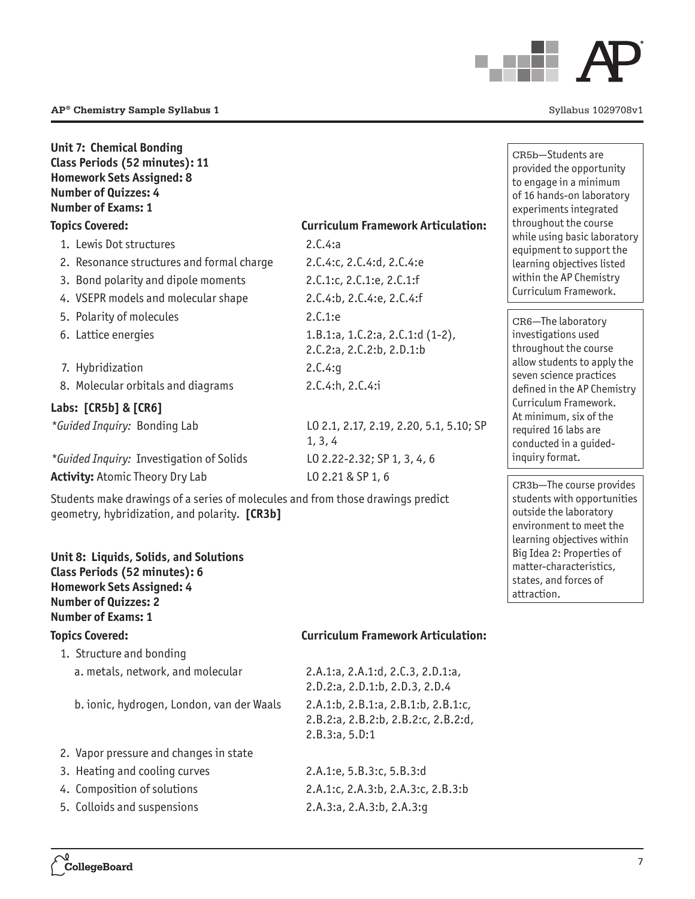**Unit 7: Chemical Bonding**
**Class Periods (52 minutes): 11**
**Homework Sets Assigned: 8**
**Number of Quizzes: 4**
**Number of Exams: 1**

| Topics Covered: | Curriculum Framework Articulation: |
|---|---|
| 1. Lewis Dot structures | 2.C.4:a |
| 2. Resonance structures and formal charge | 2.C.4:c, 2.C.4:d, 2.C.4:e |
| 3. Bond polarity and dipole moments | 2.C.1:c, 2.C.1:e, 2.C.1:f |
| 4. VSEPR models and molecular shape | 2.C.4:b, 2.C.4:e, 2.C.4:f |
| 5. Polarity of molecules | 2.C.1:e |
| 6. Lattice energies | 1.B.1:a, 1.C.2:a, 2.C.1:d (1-2), 2.C.2:a, 2.C.2:b, 2.D.1:b |
| 7. Hybridization | 2.C.4:g |
| 8. Molecular orbitals and diagrams | 2.C.4:h, 2.C.4:i |

**Labs: [CR5b] & [CR6]**

| | |
|---|---|
| *\*Guided Inquiry:* Bonding Lab | LO 2.1, 2.17, 2.19, 2.20, 5.1, 5.10; SP 1, 3, 4 |
| *\*Guided Inquiry:* Investigation of Solids | LO 2.22-2.32; SP 1, 3, 4, 6 |
| **Activity:** Atomic Theory Dry Lab | LO 2.21 & SP 1, 6 |

Students make drawings of a series of molecules and from those drawings predict geometry, hybridization, and polarity. **[CR3b]**

CR5b—Students are provided the opportunity to engage in a minimum of 16 hands-on laboratory experiments integrated throughout the course while using basic laboratory equipment to support the learning objectives listed within the AP Chemistry Curriculum Framework.

CR6—The laboratory investigations used throughout the course allow students to apply the seven science practices defined in the AP Chemistry Curriculum Framework. At minimum, six of the required 16 labs are conducted in a guided-inquiry format.

CR3b—The course provides students with opportunities outside the laboratory environment to meet the learning objectives within Big Idea 2: Properties of matter-characteristics, states, and forces of attraction.

**Unit 8: Liquids, Solids, and Solutions**
**Class Periods (52 minutes): 6**
**Homework Sets Assigned: 4**
**Number of Quizzes: 2**
**Number of Exams: 1**

| Topics Covered: | Curriculum Framework Articulation: |
|---|---|
| 1. Structure and bonding | |
| a. metals, network, and molecular | 2.A.1:a, 2.A.1:d, 2.C.3, 2.D.1:a, 2.D.2:a, 2.D.1:b, 2.D.3, 2.D.4 |
| b. ionic, hydrogen, London, van der Waals | 2.A.1:b, 2.B.1:a, 2.B.1:b, 2.B.1:c, 2.B.2:a, 2.B.2:b, 2.B.2:c, 2.B.2:d, 2.B.3:a, 5.D:1 |
| 2. Vapor pressure and changes in state | |
| 3. Heating and cooling curves | 2.A.1:e, 5.B.3:c, 5.B.3:d |
| 4. Composition of solutions | 2.A.1:c, 2.A.3:b, 2.A.3:c, 2.B.3:b |
| 5. Colloids and suspensions | 2.A.3:a, 2.A.3:b, 2.A.3:g |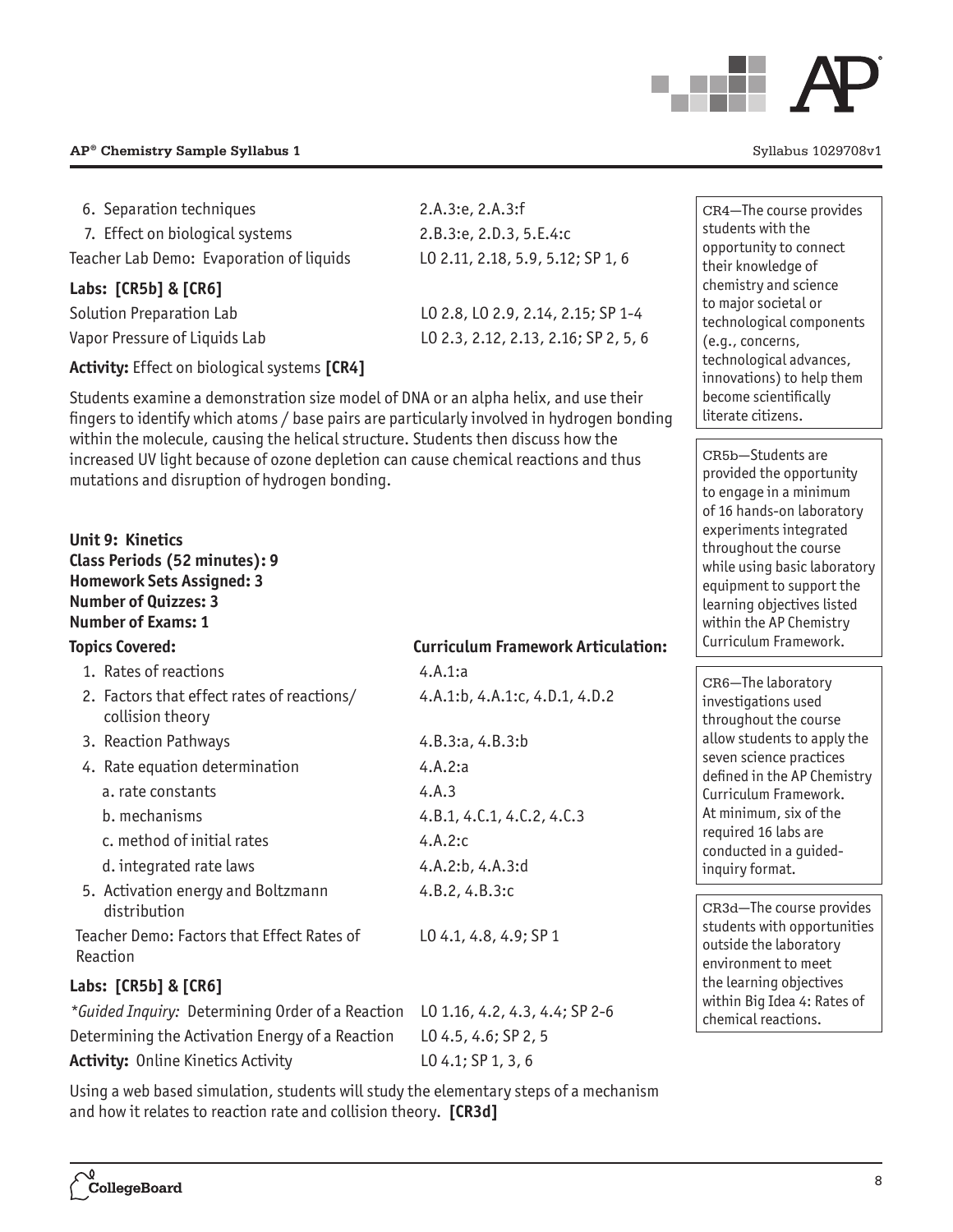| | |
|---|---|
| 6. Separation techniques | 2.A.3:e, 2.A.3:f |
| 7. Effect on biological systems | 2.B.3:e, 2.D.3, 5.E.4:c |
| Teacher Lab Demo: Evaporation of liquids | LO 2.11, 2.18, 5.9, 5.12; SP 1, 6 |

**Labs: [CR5b] & [CR6]**

| | |
|---|---|
| Solution Preparation Lab | LO 2.8, LO 2.9, 2.14, 2.15; SP 1-4 |
| Vapor Pressure of Liquids Lab | LO 2.3, 2.12, 2.13, 2.16; SP 2, 5, 6 |

**Activity:** Effect on biological systems **[CR4]**

Students examine a demonstration size model of DNA or an alpha helix, and use their fingers to identify which atoms / base pairs are particularly involved in hydrogen bonding within the molecule, causing the helical structure. Students then discuss how the increased UV light because of ozone depletion can cause chemical reactions and thus mutations and disruption of hydrogen bonding.

**Unit 9: Kinetics**
**Class Periods (52 minutes): 9**
**Homework Sets Assigned: 3**
**Number of Quizzes: 3**
**Number of Exams: 1**

| **Topics Covered:** | **Curriculum Framework Articulation:** |
|---|---|
| 1. Rates of reactions | 4.A.1:a |
| 2. Factors that effect rates of reactions/ collision theory | 4.A.1:b, 4.A.1:c, 4.D.1, 4.D.2 |
| 3. Reaction Pathways | 4.B.3:a, 4.B.3:b |
| 4. Rate equation determination | 4.A.2:a |
| a. rate constants | 4.A.3 |
| b. mechanisms | 4.B.1, 4.C.1, 4.C.2, 4.C.3 |
| c. method of initial rates | 4.A.2:c |
| d. integrated rate laws | 4.A.2:b, 4.A.3:d |
| 5. Activation energy and Boltzmann distribution | 4.B.2, 4.B.3:c |
| Teacher Demo: Factors that Effect Rates of Reaction | LO 4.1, 4.8, 4.9; SP 1 |

**Labs: [CR5b] & [CR6]**

| | |
|---|---|
| **Guided Inquiry:* Determining Order of a Reaction | LO 1.16, 4.2, 4.3, 4.4; SP 2-6 |
| Determining the Activation Energy of a Reaction | LO 4.5, 4.6; SP 2, 5 |
| **Activity:** Online Kinetics Activity | LO 4.1; SP 1, 3, 6 |

Using a web based simulation, students will study the elementary steps of a mechanism and how it relates to reaction rate and collision theory. **[CR3d]**

CR4—The course provides students with the opportunity to connect their knowledge of chemistry and science to major societal or technological components (e.g., concerns, technological advances, innovations) to help them become scientifically literate citizens.

CR5b—Students are provided the opportunity to engage in a minimum of 16 hands-on laboratory experiments integrated throughout the course while using basic laboratory equipment to support the learning objectives listed within the AP Chemistry Curriculum Framework.

CR6—The laboratory investigations used throughout the course allow students to apply the seven science practices defined in the AP Chemistry Curriculum Framework. At minimum, six of the required 16 labs are conducted in a guided-inquiry format.

CR3d—The course provides students with opportunities outside the laboratory environment to meet the learning objectives within Big Idea 4: Rates of chemical reactions.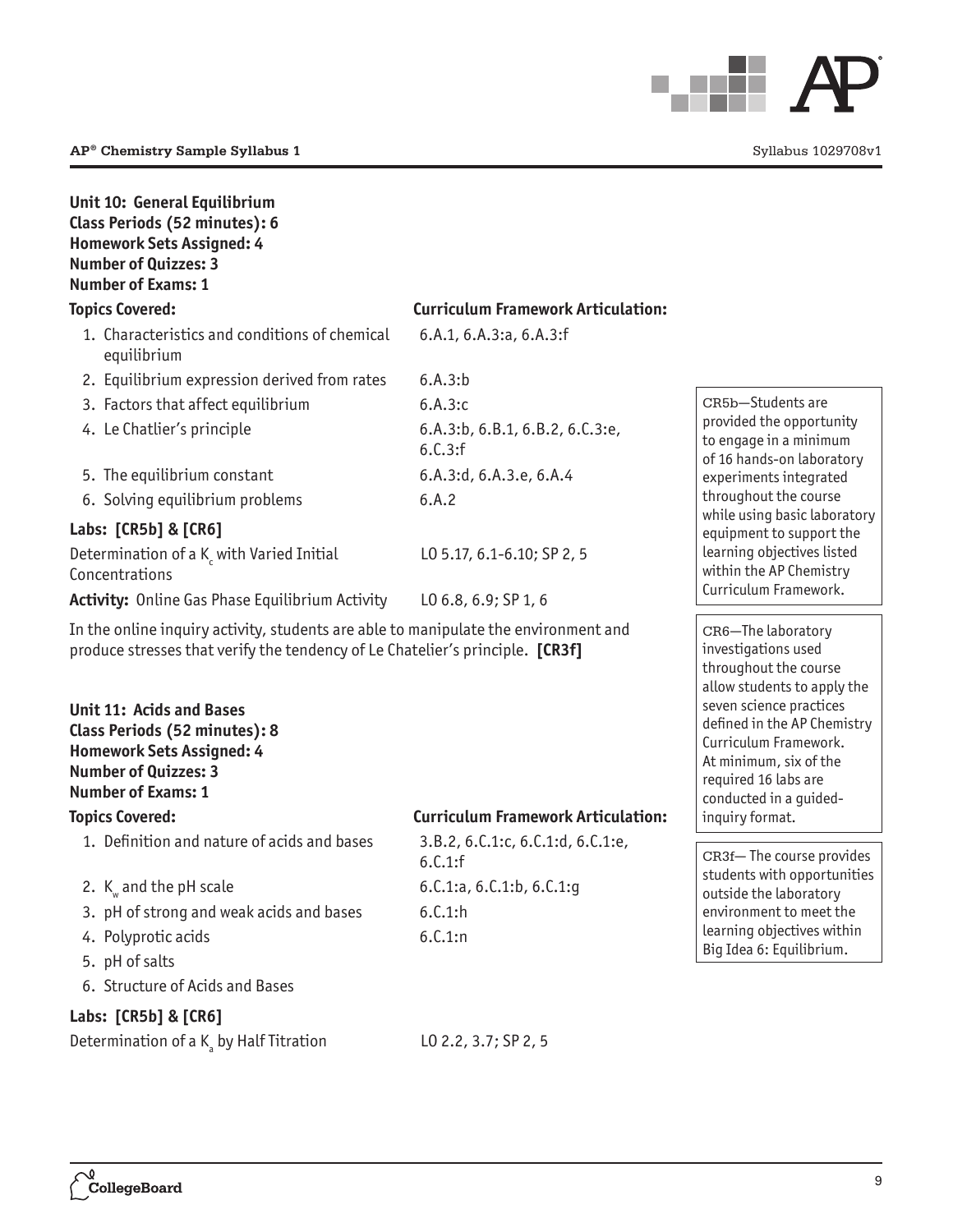**Unit 10: General Equilibrium**
**Class Periods (52 minutes): 6**
**Homework Sets Assigned: 4**
**Number of Quizzes: 3**
**Number of Exams: 1**

| Topics Covered: | Curriculum Framework Articulation: |
|---|---|
| 1. Characteristics and conditions of chemical equilibrium | 6.A.1, 6.A.3:a, 6.A.3:f |
| 2. Equilibrium expression derived from rates | 6.A.3:b |
| 3. Factors that affect equilibrium | 6.A.3:c |
| 4. Le Chatlier's principle | 6.A.3:b, 6.B.1, 6.B.2, 6.C.3:e, 6.C.3:f |
| 5. The equilibrium constant | 6.A.3:d, 6.A.3.e, 6.A.4 |
| 6. Solving equilibrium problems | 6.A.2 |

**Labs: [CR5b] & [CR6]**

| | |
|---|---|
| Determination of a $K_c$ with Varied Initial Concentrations | LO 5.17, 6.1-6.10; SP 2, 5 |
| **Activity:** Online Gas Phase Equilibrium Activity | LO 6.8, 6.9; SP 1, 6 |

In the online inquiry activity, students are able to manipulate the environment and produce stresses that verify the tendency of Le Chatelier's principle. **[CR3f]**

**Unit 11: Acids and Bases**
**Class Periods (52 minutes): 8**
**Homework Sets Assigned: 4**
**Number of Quizzes: 3**
**Number of Exams: 1**

| Topics Covered: | Curriculum Framework Articulation: |
|---|---|
| 1. Definition and nature of acids and bases | 3.B.2, 6.C.1:c, 6.C.1:d, 6.C.1:e, 6.C.1:f |
| 2. $K_w$ and the pH scale | 6.C.1:a, 6.C.1:b, 6.C.1:g |
| 3. pH of strong and weak acids and bases | 6.C.1:h |
| 4. Polyprotic acids | 6.C.1:n |
| 5. pH of salts | |
| 6. Structure of Acids and Bases | |

**Labs: [CR5b] & [CR6]**

| | |
|---|---|
| Determination of a $K_a$ by Half Titration | LO 2.2, 3.7; SP 2, 5 |

CR5b—Students are provided the opportunity to engage in a minimum of 16 hands-on laboratory experiments integrated throughout the course while using basic laboratory equipment to support the learning objectives listed within the AP Chemistry Curriculum Framework.

CR6—The laboratory investigations used throughout the course allow students to apply the seven science practices defined in the AP Chemistry Curriculum Framework. At minimum, six of the required 16 labs are conducted in a guided-inquiry format.

CR3f— The course provides students with opportunities outside the laboratory environment to meet the learning objectives within Big Idea 6: Equilibrium.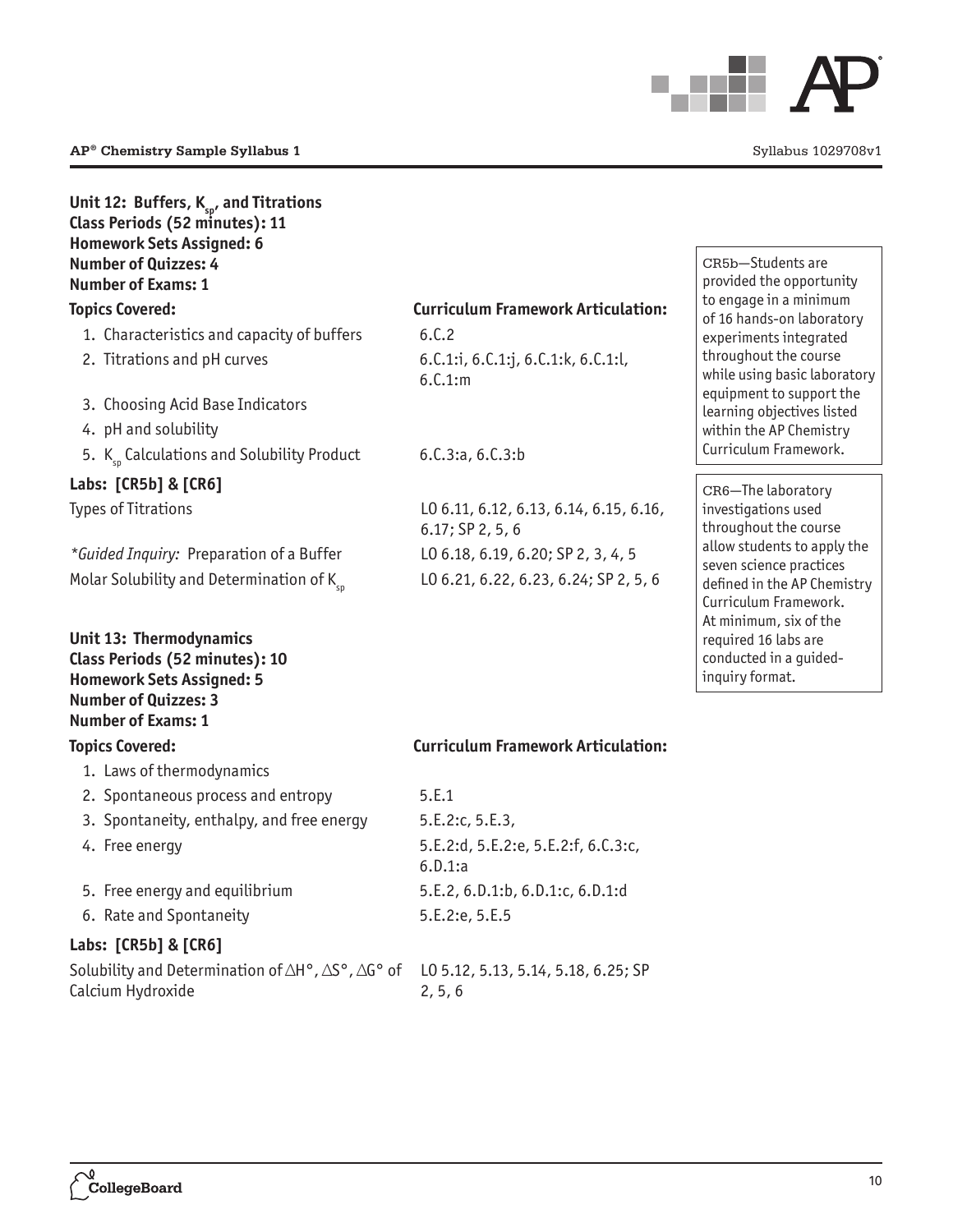**Unit 12: Buffers, $K_{sp}$, and Titrations**
**Class Periods (52 minutes): 11**
**Homework Sets Assigned: 6**
**Number of Quizzes: 4**
**Number of Exams: 1**

| Topics Covered: | Curriculum Framework Articulation: |
|---|---|
| 1. Characteristics and capacity of buffers | 6.C.2 |
| 2. Titrations and pH curves | 6.C.1:i, 6.C.1:j, 6.C.1:k, 6.C.1:l, 6.C.1:m |
| 3. Choosing Acid Base Indicators | |
| 4. pH and solubility | |
| 5. $K_{sp}$ Calculations and Solubility Product | 6.C.3:a, 6.C.3:b |

**Labs: [CR5b] & [CR6]**

| | |
|---|---|
| Types of Titrations | LO 6.11, 6.12, 6.13, 6.14, 6.15, 6.16, 6.17; SP 2, 5, 6 |
| *Guided Inquiry:* Preparation of a Buffer | LO 6.18, 6.19, 6.20; SP 2, 3, 4, 5 |
| Molar Solubility and Determination of $K_{sp}$ | LO 6.21, 6.22, 6.23, 6.24; SP 2, 5, 6 |

CR5b—Students are provided the opportunity to engage in a minimum of 16 hands-on laboratory experiments integrated throughout the course while using basic laboratory equipment to support the learning objectives listed within the AP Chemistry Curriculum Framework.

CR6—The laboratory investigations used throughout the course allow students to apply the seven science practices defined in the AP Chemistry Curriculum Framework. At minimum, six of the required 16 labs are conducted in a guided-inquiry format.

**Unit 13: Thermodynamics**
**Class Periods (52 minutes): 10**
**Homework Sets Assigned: 5**
**Number of Quizzes: 3**
**Number of Exams: 1**

| Topics Covered: | Curriculum Framework Articulation: |
|---|---|
| 1. Laws of thermodynamics | |
| 2. Spontaneous process and entropy | 5.E.1 |
| 3. Spontaneity, enthalpy, and free energy | 5.E.2:c, 5.E.3, |
| 4. Free energy | 5.E.2:d, 5.E.2:e, 5.E.2:f, 6.C.3:c, 6.D.1:a |
| 5. Free energy and equilibrium | 5.E.2, 6.D.1:b, 6.D.1:c, 6.D.1:d |
| 6. Rate and Spontaneity | 5.E.2:e, 5.E.5 |

**Labs: [CR5b] & [CR6]**

| | |
|---|---|
| Solubility and Determination of $\Delta H°$, $\Delta S°$, $\Delta G°$ of Calcium Hydroxide | LO 5.12, 5.13, 5.14, 5.18, 6.25; SP 2, 5, 6 |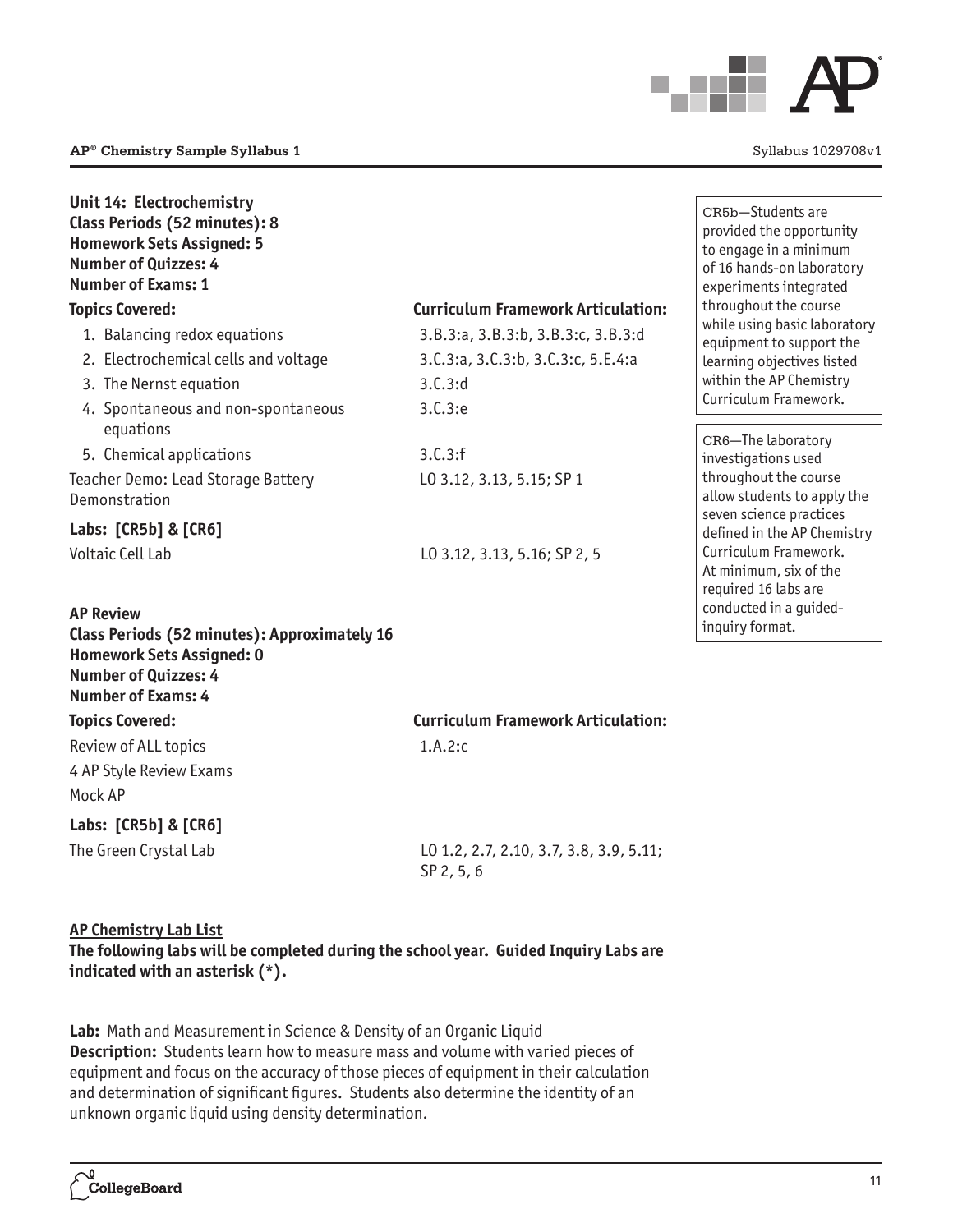**Unit 14: Electrochemistry**
**Class Periods (52 minutes): 8**
**Homework Sets Assigned: 5**
**Number of Quizzes: 4**
**Number of Exams: 1**

| Topics Covered: | Curriculum Framework Articulation: |
| --- | --- |
| 1. Balancing redox equations | 3.B.3:a, 3.B.3:b, 3.B.3:c, 3.B.3:d |
| 2. Electrochemical cells and voltage | 3.C.3:a, 3.C.3:b, 3.C.3:c, 5.E.4:a |
| 3. The Nernst equation | 3.C.3:d |
| 4. Spontaneous and non-spontaneous equations | 3.C.3:e |
| 5. Chemical applications | 3.C.3:f |
| Teacher Demo: Lead Storage Battery Demonstration | LO 3.12, 3.13, 5.15; SP 1 |

**Labs: [CR5b] & [CR6]**

| | |
| --- | --- |
| Voltaic Cell Lab | LO 3.12, 3.13, 5.16; SP 2, 5 |

CR5b—Students are provided the opportunity to engage in a minimum of 16 hands-on laboratory experiments integrated throughout the course while using basic laboratory equipment to support the learning objectives listed within the AP Chemistry Curriculum Framework.

CR6—The laboratory investigations used throughout the course allow students to apply the seven science practices defined in the AP Chemistry Curriculum Framework. At minimum, six of the required 16 labs are conducted in a guided-inquiry format.

**AP Review**
**Class Periods (52 minutes): Approximately 16**
**Homework Sets Assigned: 0**
**Number of Quizzes: 4**
**Number of Exams: 4**

| Topics Covered: | Curriculum Framework Articulation: |
| --- | --- |
| Review of ALL topics | 1.A.2:c |
| 4 AP Style Review Exams | |
| Mock AP | |

**Labs: [CR5b] & [CR6]**

| | |
| --- | --- |
| The Green Crystal Lab | LO 1.2, 2.7, 2.10, 3.7, 3.8, 3.9, 5.11; SP 2, 5, 6 |

**AP Chemistry Lab List**

**The following labs will be completed during the school year. Guided Inquiry Labs are indicated with an asterisk (*).**

**Lab:** Math and Measurement in Science & Density of an Organic Liquid
**Description:** Students learn how to measure mass and volume with varied pieces of equipment and focus on the accuracy of those pieces of equipment in their calculation and determination of significant figures. Students also determine the identity of an unknown organic liquid using density determination.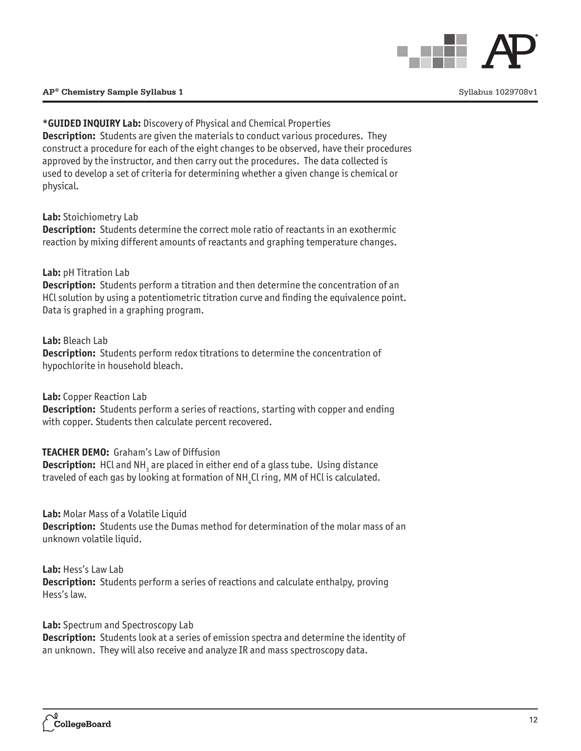**\*GUIDED INQUIRY Lab:** Discovery of Physical and Chemical Properties
**Description:** Students are given the materials to conduct various procedures. They construct a procedure for each of the eight changes to be observed, have their procedures approved by the instructor, and then carry out the procedures. The data collected is used to develop a set of criteria for determining whether a given change is chemical or physical.

**Lab:** Stoichiometry Lab
**Description:** Students determine the correct mole ratio of reactants in an exothermic reaction by mixing different amounts of reactants and graphing temperature changes.

**Lab:** pH Titration Lab
**Description:** Students perform a titration and then determine the concentration of an HCl solution by using a potentiometric titration curve and finding the equivalence point. Data is graphed in a graphing program.

**Lab:** Bleach Lab
**Description:** Students perform redox titrations to determine the concentration of hypochlorite in household bleach.

**Lab:** Copper Reaction Lab
**Description:** Students perform a series of reactions, starting with copper and ending with copper. Students then calculate percent recovered.

**TEACHER DEMO:** Graham's Law of Diffusion
**Description:** HCl and $NH_3$ are placed in either end of a glass tube. Using distance traveled of each gas by looking at formation of $NH_4Cl$ ring, MM of HCl is calculated.

**Lab:** Molar Mass of a Volatile Liquid
**Description:** Students use the Dumas method for determination of the molar mass of an unknown volatile liquid.

**Lab:** Hess's Law Lab
**Description:** Students perform a series of reactions and calculate enthalpy, proving Hess's law.

**Lab:** Spectrum and Spectroscopy Lab
**Description:** Students look at a series of emission spectra and determine the identity of an unknown. They will also receive and analyze IR and mass spectroscopy data.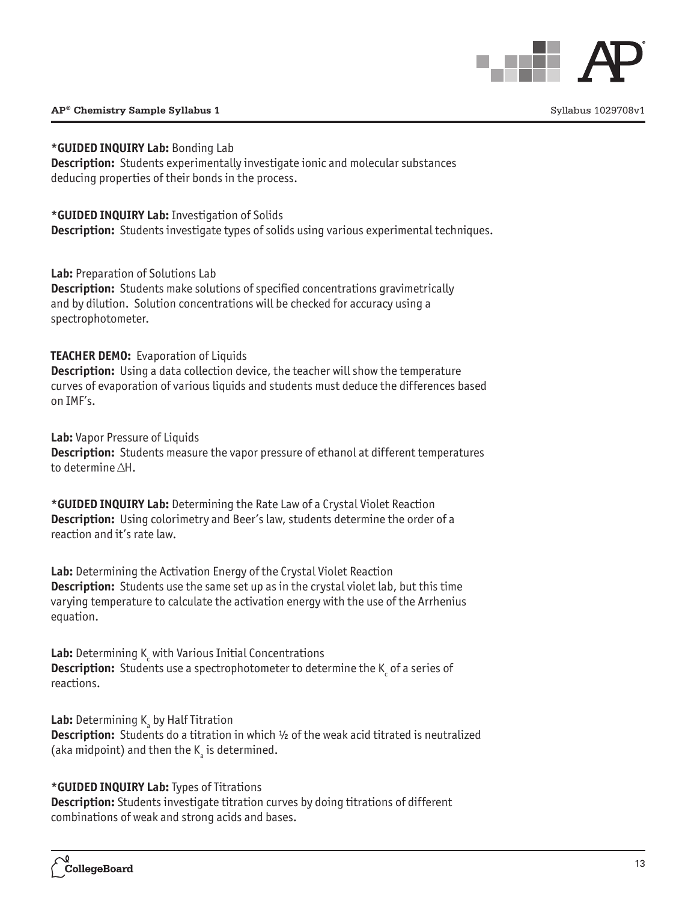**\*GUIDED INQUIRY Lab:** Bonding Lab
**Description:** Students experimentally investigate ionic and molecular substances deducing properties of their bonds in the process.

**\*GUIDED INQUIRY Lab:** Investigation of Solids
**Description:** Students investigate types of solids using various experimental techniques.

**Lab:** Preparation of Solutions Lab
**Description:** Students make solutions of specified concentrations gravimetrically and by dilution. Solution concentrations will be checked for accuracy using a spectrophotometer.

**TEACHER DEMO:** Evaporation of Liquids
**Description:** Using a data collection device, the teacher will show the temperature curves of evaporation of various liquids and students must deduce the differences based on IMF's.

**Lab:** Vapor Pressure of Liquids
**Description:** Students measure the vapor pressure of ethanol at different temperatures to determine $\triangle$H.

**\*GUIDED INQUIRY Lab:** Determining the Rate Law of a Crystal Violet Reaction
**Description:** Using colorimetry and Beer's law, students determine the order of a reaction and it's rate law.

**Lab:** Determining the Activation Energy of the Crystal Violet Reaction
**Description:** Students use the same set up as in the crystal violet lab, but this time varying temperature to calculate the activation energy with the use of the Arrhenius equation.

**Lab:** Determining $K_c$ with Various Initial Concentrations
**Description:** Students use a spectrophotometer to determine the $K_c$ of a series of reactions.

**Lab:** Determining $K_a$ by Half Titration
**Description:** Students do a titration in which ½ of the weak acid titrated is neutralized (aka midpoint) and then the $K_a$ is determined.

**\*GUIDED INQUIRY Lab:** Types of Titrations
**Description:** Students investigate titration curves by doing titrations of different combinations of weak and strong acids and bases.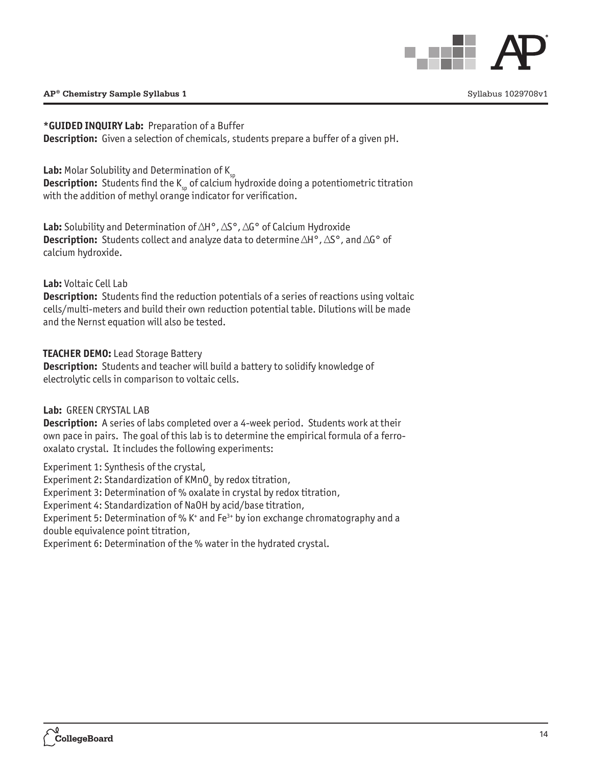**\*GUIDED INQUIRY Lab:** Preparation of a Buffer
**Description:** Given a selection of chemicals, students prepare a buffer of a given pH.

**Lab:** Molar Solubility and Determination of $K_{sp}$
**Description:** Students find the $K_{sp}$ of calcium hydroxide doing a potentiometric titration with the addition of methyl orange indicator for verification.

**Lab:** Solubility and Determination of $\Delta H°$, $\Delta S°$, $\Delta G°$ of Calcium Hydroxide
**Description:** Students collect and analyze data to determine $\Delta H°$, $\Delta S°$, and $\Delta G°$ of calcium hydroxide.

**Lab:** Voltaic Cell Lab
**Description:** Students find the reduction potentials of a series of reactions using voltaic cells/multi-meters and build their own reduction potential table. Dilutions will be made and the Nernst equation will also be tested.

**TEACHER DEMO:** Lead Storage Battery
**Description:** Students and teacher will build a battery to solidify knowledge of electrolytic cells in comparison to voltaic cells.

**Lab:** GREEN CRYSTAL LAB
**Description:** A series of labs completed over a 4-week period. Students work at their own pace in pairs. The goal of this lab is to determine the empirical formula of a ferro-oxalato crystal. It includes the following experiments:

Experiment 1: Synthesis of the crystal,
Experiment 2: Standardization of $KMnO_4$ by redox titration,
Experiment 3: Determination of % oxalate in crystal by redox titration,
Experiment 4: Standardization of NaOH by acid/base titration,
Experiment 5: Determination of % $K^+$ and $Fe^{3+}$ by ion exchange chromatography and a double equivalence point titration,
Experiment 6: Determination of the % water in the hydrated crystal.